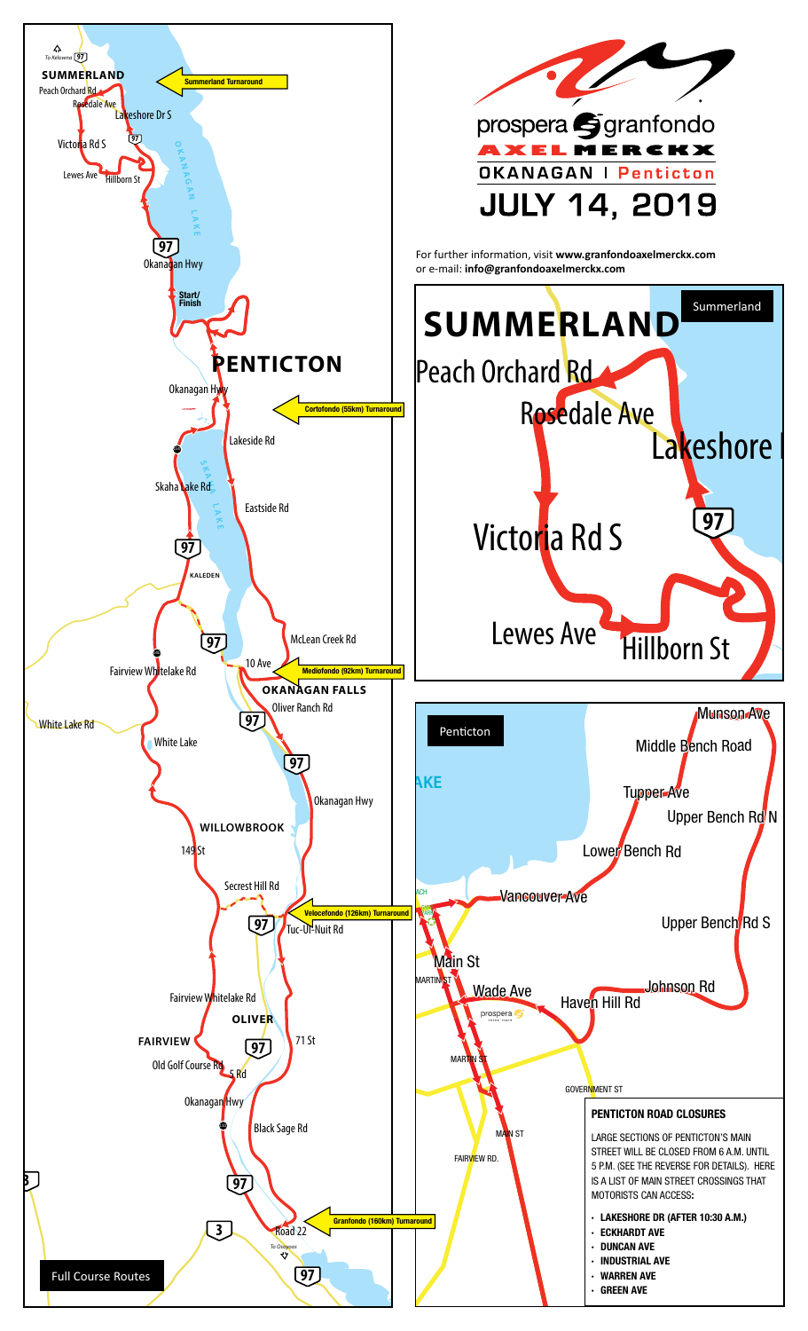# prospera granfondo AXEL MERCKX

## OKANAGAN | Penticton

## JULY 14, 2019

For further information, visit **www.granfondoaxelmerckx.com**
or e-mail: **info@granfondoaxelmerckx.com**

### Full Course Routes

SUMMERLAND

To Kelowna 97

Peach Orchard Rd

Rosedale Ave

Lakeshore Dr S

Victoria Rd S

Lewes Ave

Hillborn St

Summerland Turnaround

OKANAGAN LAKE

Okanagan Hwy

Start/Finish

PENTICTON

Okanagan Hwy

Cortofondo (55km) Turnaround

Lakeside Rd

Skaha Lake Rd

SKAHA LAKE

Eastside Rd

KALEDEN

McLean Creek Rd

Fairview Whitelake Rd

10 Ave

Mediofondo (92km) Turnaround

OKANAGAN FALLS

Oliver Ranch Rd

White Lake Rd

White Lake

Okanagan Hwy

WILLOWBROOK

149 St

Secrest Hill Rd

Velocefondo (126km) Turnaround

Tuc-Ul-Nuit Rd

Fairview Whitelake Rd

OLIVER

FAIRVIEW

71 St

Old Golf Course Rd

5 Rd

Okanagan Hwy

Black Sage Rd

Road 22

Granfondo (160km) Turnaround

To Osoyoos

### Summerland

SUMMERLAND

Peach Orchard Rd

Rosedale Ave

Lakeshore Dr

Victoria Rd S

Lewes Ave

Hillborn St

### Penticton

Munson Ave

Middle Bench Road

Tupper Ave

Upper Bench Rd N

Lower Bench Rd

Vancouver Ave

Upper Bench Rd S

Main St

MARTIN ST

Wade Ave

Johnson Rd

Haven Hill Rd

GOVERNMENT ST

MAIN ST

FAIRVIEW RD.

### PENTICTON ROAD CLOSURES

LARGE SECTIONS OF PENTICTON'S MAIN STREET WILL BE CLOSED FROM 6 A.M. UNTIL 5 P.M. (SEE THE REVERSE FOR DETAILS). HERE IS A LIST OF MAIN STREET CROSSINGS THAT MOTORISTS CAN ACCESS:

- **LAKESHORE DR (AFTER 10:30 A.M.)**
- **ECKHARDT AVE**
- **DUNCAN AVE**
- **INDUSTRIAL AVE**
- **WARREN AVE**
- **GREEN AVE**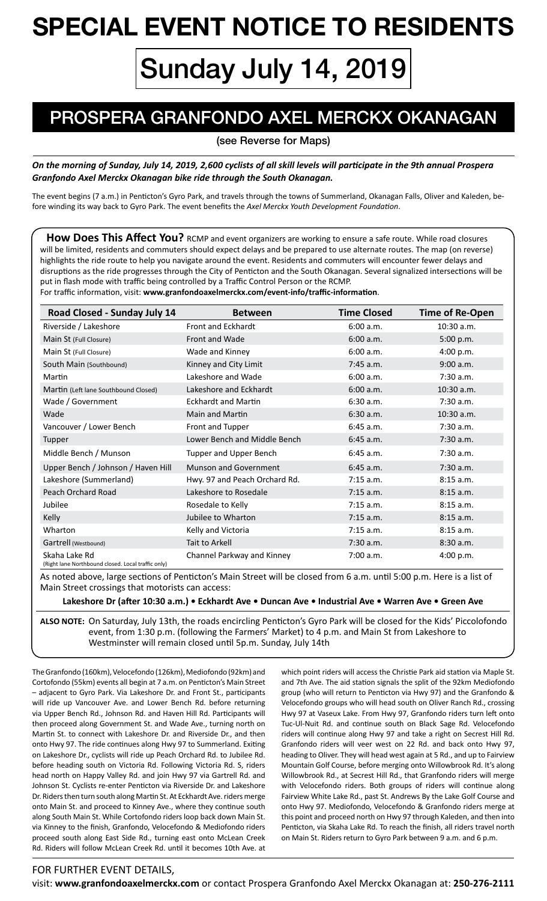# SPECIAL EVENT NOTICE TO RESIDENTS

# Sunday July 14, 2019

## PROSPERA GRANFONDO AXEL MERCKX OKANAGAN

(see Reverse for Maps)

***On the morning of Sunday, July 14, 2019, 2,600 cyclists of all skill levels will participate in the 9th annual Prospera Granfondo Axel Merckx Okanagan bike ride through the South Okanagan.***

The event begins (7 a.m.) in Penticton's Gyro Park, and travels through the towns of Summerland, Okanagan Falls, Oliver and Kaleden, before winding its way back to Gyro Park. The event benefits the *Axel Merckx Youth Development Foundation*.

**How Does This Affect You?** RCMP and event organizers are working to ensure a safe route. While road closures will be limited, residents and commuters should expect delays and be prepared to use alternate routes. The map (on reverse) highlights the ride route to help you navigate around the event. Residents and commuters will encounter fewer delays and disruptions as the ride progresses through the City of Penticton and the South Okanagan. Several signalized intersections will be put in flash mode with traffic being controlled by a Traffic Control Person or the RCMP.
For traffic information, visit: **www.granfondoaxelmerckx.com/event-info/traffic-information**.

| Road Closed - Sunday July 14 | Between | Time Closed | Time of Re-Open |
|---|---|---|---|
| Riverside / Lakeshore | Front and Eckhardt | 6:00 a.m. | 10:30 a.m. |
| Main St (Full Closure) | Front and Wade | 6:00 a.m. | 5:00 p.m. |
| Main St (Full Closure) | Wade and Kinney | 6:00 a.m. | 4:00 p.m. |
| South Main (Southbound) | Kinney and City Limit | 7:45 a.m. | 9:00 a.m. |
| Martin | Lakeshore and Wade | 6:00 a.m. | 7:30 a.m. |
| Martin (Left lane Southbound Closed) | Lakeshore and Eckhardt | 6:00 a.m. | 10:30 a.m. |
| Wade / Government | Eckhardt and Martin | 6:30 a.m. | 7:30 a.m. |
| Wade | Main and Martin | 6:30 a.m. | 10:30 a.m. |
| Vancouver / Lower Bench | Front and Tupper | 6:45 a.m. | 7:30 a.m. |
| Tupper | Lower Bench and Middle Bench | 6:45 a.m. | 7:30 a.m. |
| Middle Bench / Munson | Tupper and Upper Bench | 6:45 a.m. | 7:30 a.m. |
| Upper Bench / Johnson / Haven Hill | Munson and Government | 6:45 a.m. | 7:30 a.m. |
| Lakeshore (Summerland) | Hwy. 97 and Peach Orchard Rd. | 7:15 a.m. | 8:15 a.m. |
| Peach Orchard Road | Lakeshore to Rosedale | 7:15 a.m. | 8:15 a.m. |
| Jubilee | Rosedale to Kelly | 7:15 a.m. | 8:15 a.m. |
| Kelly | Jubilee to Wharton | 7:15 a.m. | 8:15 a.m. |
| Wharton | Kelly and Victoria | 7:15 a.m. | 8:15 a.m. |
| Gartrell (Westbound) | Tait to Arkell | 7:30 a.m. | 8:30 a.m. |
| Skaha Lake Rd (Right lane Northbound closed. Local traffic only) | Channel Parkway and Kinney | 7:00 a.m. | 4:00 p.m. |

As noted above, large sections of Penticton's Main Street will be closed from 6 a.m. until 5:00 p.m. Here is a list of Main Street crossings that motorists can access:

**Lakeshore Dr (after 10:30 a.m.) • Eckhardt Ave • Duncan Ave • Industrial Ave • Warren Ave • Green Ave**

**ALSO NOTE:** On Saturday, July 13th, the roads encircling Penticton's Gyro Park will be closed for the Kids' Piccolofondo event, from 1:30 p.m. (following the Farmers' Market) to 4 p.m. and Main St from Lakeshore to Westminster will remain closed until 5p.m. Sunday, July 14th

The Granfondo (160km), Velocefondo (126km), Mediofondo (92km) and Cortofondo (55km) events all begin at 7 a.m. on Penticton's Main Street – adjacent to Gyro Park. Via Lakeshore Dr. and Front St., participants will ride up Vancouver Ave. and Lower Bench Rd. before returning via Upper Bench Rd., Johnson Rd. and Haven Hill Rd. Participants will then proceed along Government St. and Wade Ave., turning north on Martin St. to connect with Lakeshore Dr. and Riverside Dr., and then onto Hwy 97. The ride continues along Hwy 97 to Summerland. Exiting on Lakeshore Dr., cyclists will ride up Peach Orchard Rd. to Jubilee Rd. before heading south on Victoria Rd. Following Victoria Rd. S, riders head north on Happy Valley Rd. and join Hwy 97 via Gartrell Rd. and Johnson St. Cyclists re-enter Penticton via Riverside Dr. and Lakeshore Dr. Riders then turn south along Martin St. At Eckhardt Ave. riders merge onto Main St. and proceed to Kinney Ave., where they continue south along South Main St. While Cortofondo riders loop back down Main St. via Kinney to the finish, Granfondo, Velocefondo & Mediofondo riders proceed south along East Side Rd., turning east onto McLean Creek Rd. Riders will follow McLean Creek Rd. until it becomes 10th Ave. at which point riders will access the Christie Park aid station via Maple St. and 7th Ave. The aid station signals the split of the 92km Mediofondo group (who will return to Penticton via Hwy 97) and the Granfondo & Velocefondo groups who will head south on Oliver Ranch Rd., crossing Hwy 97 at Vaseux Lake. From Hwy 97, Granfondo riders turn left onto Tuc-Ul-Nuit Rd. and continue south on Black Sage Rd. Velocefondo riders will continue along Hwy 97 and take a right on Secrest Hill Rd. Granfondo riders will veer west on 22 Rd. and back onto Hwy 97, heading to Oliver. They will head west again at 5 Rd., and up to Fairview Mountain Golf Course, before merging onto Willowbrook Rd. It's along Willowbrook Rd., at Secrest Hill Rd., that Granfondo riders will merge with Velocefondo riders. Both groups of riders will continue along Fairview White Lake Rd., past St. Andrews By the Lake Golf Course and onto Hwy 97. Mediofondo, Velocefondo & Granfondo riders merge at this point and proceed north on Hwy 97 through Kaleden, and then into Penticton, via Skaha Lake Rd. To reach the finish, all riders travel north on Main St. Riders return to Gyro Park between 9 a.m. and 6 p.m.

FOR FURTHER EVENT DETAILS,
visit: **www.granfondoaxelmerckx.com** or contact Prospera Granfondo Axel Merckx Okanagan at: **250-276-2111**